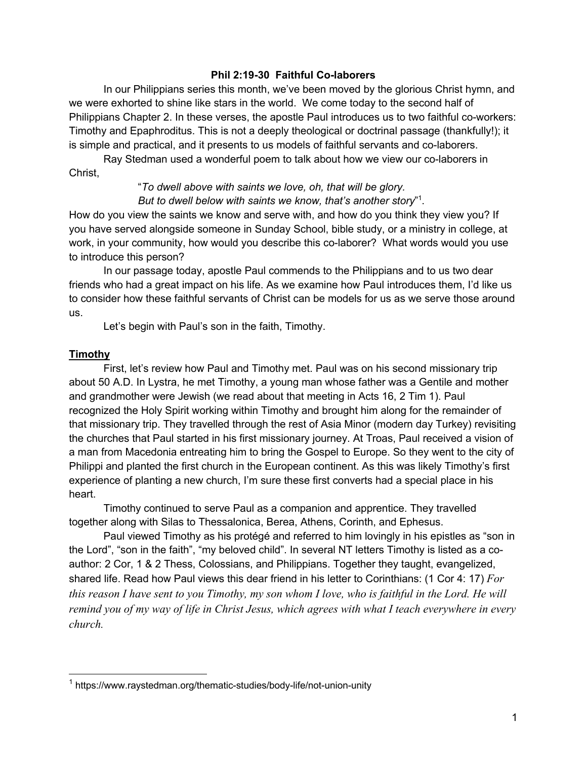# Phil 2:19-30 Faithful Co-laborers

In our Philippians series this month, we've been moved by the glorious Christ hymn, and we were exhorted to shine like stars in the world. We come today to the second half of Philippians Chapter 2. In these verses, the apostle Paul introduces us to two faithful co-workers: Timothy and Epaphroditus. This is not a deeply theological or doctrinal passage (thankfully!); it is simple and practical, and it presents to us models of faithful servants and co-laborers.

Ray Stedman used a wonderful poem to talk about how we view our co-laborers in Christ,

> "*To dwell above with saints we love, oh, that will be glory.*
> *But to dwell below with saints we know, that's another story*"[1].

How do you view the saints we know and serve with, and how do you think they view you? If you have served alongside someone in Sunday School, bible study, or a ministry in college, at work, in your community, how would you describe this co-laborer? What words would you use to introduce this person?

In our passage today, apostle Paul commends to the Philippians and to us two dear friends who had a great impact on his life. As we examine how Paul introduces them, I'd like us to consider how these faithful servants of Christ can be models for us as we serve those around us.

Let's begin with Paul's son in the faith, Timothy.

## Timothy

First, let's review how Paul and Timothy met. Paul was on his second missionary trip about 50 A.D. In Lystra, he met Timothy, a young man whose father was a Gentile and mother and grandmother were Jewish (we read about that meeting in Acts 16, 2 Tim 1). Paul recognized the Holy Spirit working within Timothy and brought him along for the remainder of that missionary trip. They travelled through the rest of Asia Minor (modern day Turkey) revisiting the churches that Paul started in his first missionary journey. At Troas, Paul received a vision of a man from Macedonia entreating him to bring the Gospel to Europe. So they went to the city of Philippi and planted the first church in the European continent. As this was likely Timothy's first experience of planting a new church, I'm sure these first converts had a special place in his heart.

Timothy continued to serve Paul as a companion and apprentice. They travelled together along with Silas to Thessalonica, Berea, Athens, Corinth, and Ephesus.

Paul viewed Timothy as his protégé and referred to him lovingly in his epistles as "son in the Lord", "son in the faith", "my beloved child". In several NT letters Timothy is listed as a co-author: 2 Cor, 1 & 2 Thess, Colossians, and Philippians. Together they taught, evangelized, shared life. Read how Paul views this dear friend in his letter to Corinthians: (1 Cor 4: 17) *For this reason I have sent to you Timothy, my son whom I love, who is faithful in the Lord. He will remind you of my way of life in Christ Jesus, which agrees with what I teach everywhere in every church.*

---

[1] https://www.raystedman.org/thematic-studies/body-life/not-union-unity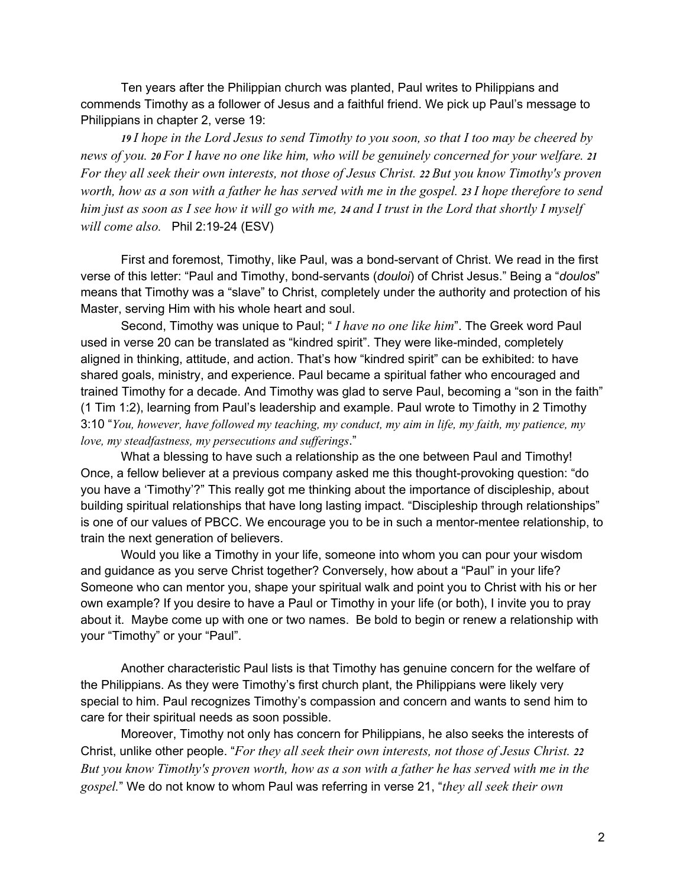Ten years after the Philippian church was planted, Paul writes to Philippians and commends Timothy as a follower of Jesus and a faithful friend. We pick up Paul's message to Philippians in chapter 2, verse 19:

*19 I hope in the Lord Jesus to send Timothy to you soon, so that I too may be cheered by news of you. 20 For I have no one like him, who will be genuinely concerned for your welfare. 21 For they all seek their own interests, not those of Jesus Christ. 22 But you know Timothy's proven worth, how as a son with a father he has served with me in the gospel. 23 I hope therefore to send him just as soon as I see how it will go with me, 24 and I trust in the Lord that shortly I myself will come also.* Phil 2:19-24 (ESV)

First and foremost, Timothy, like Paul, was a bond-servant of Christ. We read in the first verse of this letter: "Paul and Timothy, bond-servants (*douloi*) of Christ Jesus." Being a "*doulos*" means that Timothy was a "slave" to Christ, completely under the authority and protection of his Master, serving Him with his whole heart and soul.

Second, Timothy was unique to Paul; " *I have no one like him*". The Greek word Paul used in verse 20 can be translated as "kindred spirit". They were like-minded, completely aligned in thinking, attitude, and action. That's how "kindred spirit" can be exhibited: to have shared goals, ministry, and experience. Paul became a spiritual father who encouraged and trained Timothy for a decade. And Timothy was glad to serve Paul, becoming a "son in the faith" (1 Tim 1:2), learning from Paul's leadership and example. Paul wrote to Timothy in 2 Timothy 3:10 "*You, however, have followed my teaching, my conduct, my aim in life, my faith, my patience, my love, my steadfastness, my persecutions and sufferings*."

What a blessing to have such a relationship as the one between Paul and Timothy! Once, a fellow believer at a previous company asked me this thought-provoking question: "do you have a 'Timothy'?" This really got me thinking about the importance of discipleship, about building spiritual relationships that have long lasting impact. "Discipleship through relationships" is one of our values of PBCC. We encourage you to be in such a mentor-mentee relationship, to train the next generation of believers.

Would you like a Timothy in your life, someone into whom you can pour your wisdom and guidance as you serve Christ together? Conversely, how about a "Paul" in your life? Someone who can mentor you, shape your spiritual walk and point you to Christ with his or her own example? If you desire to have a Paul or Timothy in your life (or both), I invite you to pray about it. Maybe come up with one or two names. Be bold to begin or renew a relationship with your "Timothy" or your "Paul".

Another characteristic Paul lists is that Timothy has genuine concern for the welfare of the Philippians. As they were Timothy's first church plant, the Philippians were likely very special to him. Paul recognizes Timothy's compassion and concern and wants to send him to care for their spiritual needs as soon possible.

Moreover, Timothy not only has concern for Philippians, he also seeks the interests of Christ, unlike other people. "*For they all seek their own interests, not those of Jesus Christ. 22 But you know Timothy's proven worth, how as a son with a father he has served with me in the gospel.*" We do not know to whom Paul was referring in verse 21, "*they all seek their own*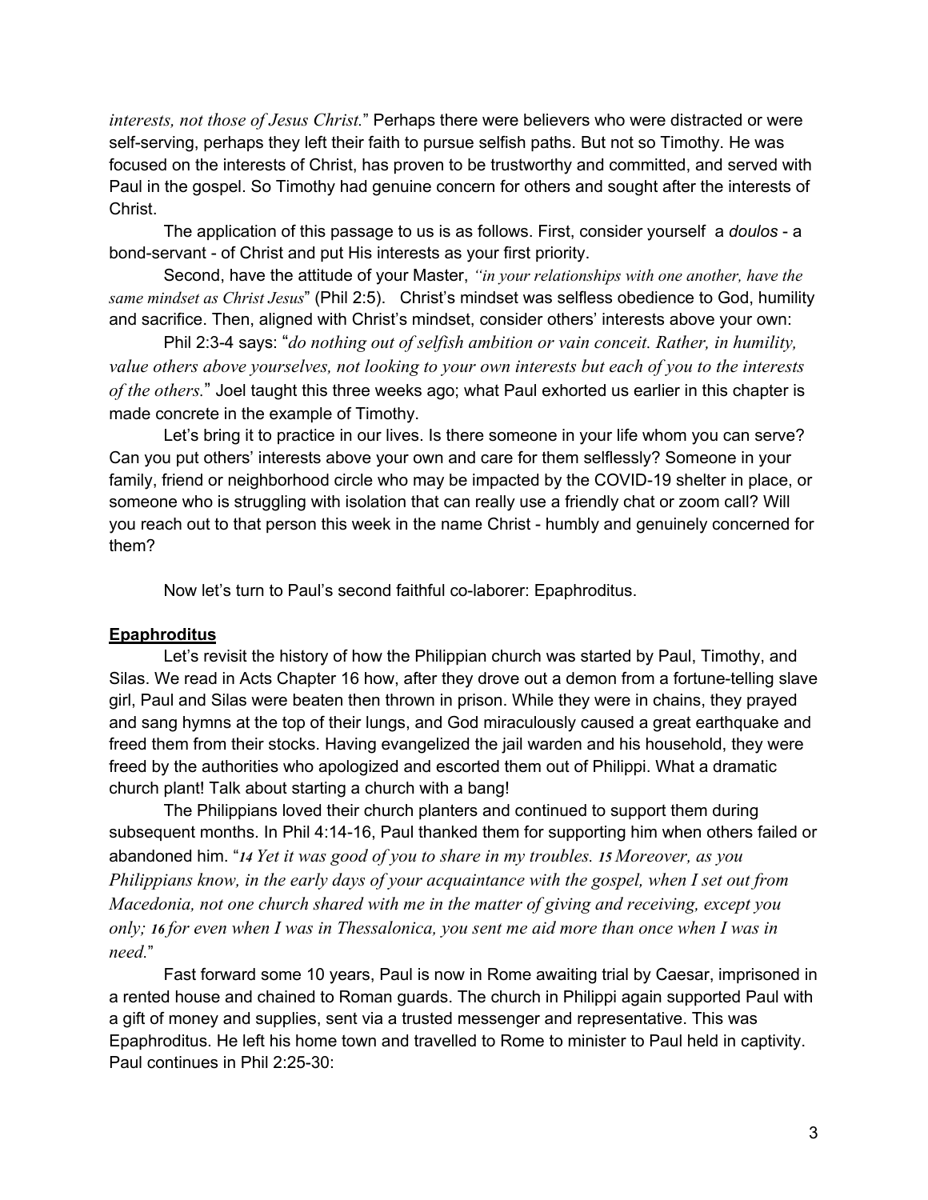*interests, not those of Jesus Christ.*" Perhaps there were believers who were distracted or were self-serving, perhaps they left their faith to pursue selfish paths. But not so Timothy. He was focused on the interests of Christ, has proven to be trustworthy and committed, and served with Paul in the gospel. So Timothy had genuine concern for others and sought after the interests of Christ.

The application of this passage to us is as follows. First, consider yourself a *doulos* - a bond-servant - of Christ and put His interests as your first priority.

Second, have the attitude of your Master, *"in your relationships with one another, have the same mindset as Christ Jesus*" (Phil 2:5). Christ's mindset was selfless obedience to God, humility and sacrifice. Then, aligned with Christ's mindset, consider others' interests above your own:

Phil 2:3-4 says: "*do nothing out of selfish ambition or vain conceit. Rather, in humility, value others above yourselves, not looking to your own interests but each of you to the interests of the others.*" Joel taught this three weeks ago; what Paul exhorted us earlier in this chapter is made concrete in the example of Timothy.

Let's bring it to practice in our lives. Is there someone in your life whom you can serve? Can you put others' interests above your own and care for them selflessly? Someone in your family, friend or neighborhood circle who may be impacted by the COVID-19 shelter in place, or someone who is struggling with isolation that can really use a friendly chat or zoom call? Will you reach out to that person this week in the name Christ - humbly and genuinely concerned for them?

Now let's turn to Paul's second faithful co-laborer: Epaphroditus.

**Epaphroditus**

Let's revisit the history of how the Philippian church was started by Paul, Timothy, and Silas. We read in Acts Chapter 16 how, after they drove out a demon from a fortune-telling slave girl, Paul and Silas were beaten then thrown in prison. While they were in chains, they prayed and sang hymns at the top of their lungs, and God miraculously caused a great earthquake and freed them from their stocks. Having evangelized the jail warden and his household, they were freed by the authorities who apologized and escorted them out of Philippi. What a dramatic church plant! Talk about starting a church with a bang!

The Philippians loved their church planters and continued to support them during subsequent months. In Phil 4:14-16, Paul thanked them for supporting him when others failed or abandoned him. "***14*** *Yet it was good of you to share in my troubles.* ***15*** *Moreover, as you Philippians know, in the early days of your acquaintance with the gospel, when I set out from Macedonia, not one church shared with me in the matter of giving and receiving, except you only;* ***16*** *for even when I was in Thessalonica, you sent me aid more than once when I was in need.*"

Fast forward some 10 years, Paul is now in Rome awaiting trial by Caesar, imprisoned in a rented house and chained to Roman guards. The church in Philippi again supported Paul with a gift of money and supplies, sent via a trusted messenger and representative. This was Epaphroditus. He left his home town and travelled to Rome to minister to Paul held in captivity. Paul continues in Phil 2:25-30: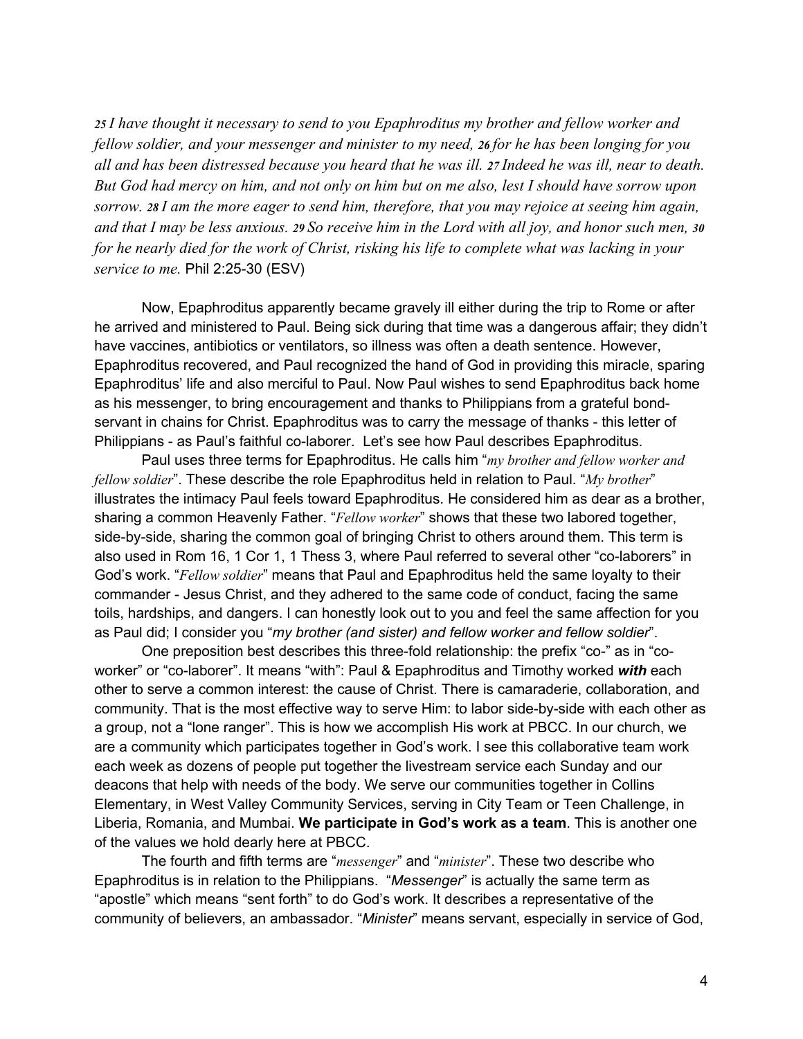*25 I have thought it necessary to send to you Epaphroditus my brother and fellow worker and fellow soldier, and your messenger and minister to my need, 26 for he has been longing for you all and has been distressed because you heard that he was ill. 27 Indeed he was ill, near to death. But God had mercy on him, and not only on him but on me also, lest I should have sorrow upon sorrow. 28 I am the more eager to send him, therefore, that you may rejoice at seeing him again, and that I may be less anxious. 29 So receive him in the Lord with all joy, and honor such men, 30 for he nearly died for the work of Christ, risking his life to complete what was lacking in your service to me.* Phil 2:25-30 (ESV)

Now, Epaphroditus apparently became gravely ill either during the trip to Rome or after he arrived and ministered to Paul. Being sick during that time was a dangerous affair; they didn't have vaccines, antibiotics or ventilators, so illness was often a death sentence. However, Epaphroditus recovered, and Paul recognized the hand of God in providing this miracle, sparing Epaphroditus' life and also merciful to Paul. Now Paul wishes to send Epaphroditus back home as his messenger, to bring encouragement and thanks to Philippians from a grateful bond-servant in chains for Christ. Epaphroditus was to carry the message of thanks - this letter of Philippians - as Paul's faithful co-laborer. Let's see how Paul describes Epaphroditus.

Paul uses three terms for Epaphroditus. He calls him "*my brother and fellow worker and fellow soldier*". These describe the role Epaphroditus held in relation to Paul. "*My brother*" illustrates the intimacy Paul feels toward Epaphroditus. He considered him as dear as a brother, sharing a common Heavenly Father. "*Fellow worker*" shows that these two labored together, side-by-side, sharing the common goal of bringing Christ to others around them. This term is also used in Rom 16, 1 Cor 1, 1 Thess 3, where Paul referred to several other "co-laborers" in God's work. "*Fellow soldier*" means that Paul and Epaphroditus held the same loyalty to their commander - Jesus Christ, and they adhered to the same code of conduct, facing the same toils, hardships, and dangers. I can honestly look out to you and feel the same affection for you as Paul did; I consider you "*my brother (and sister) and fellow worker and fellow soldier*".

One preposition best describes this three-fold relationship: the prefix "co-" as in "co-worker" or "co-laborer". It means "with": Paul & Epaphroditus and Timothy worked ***with*** each other to serve a common interest: the cause of Christ. There is camaraderie, collaboration, and community. That is the most effective way to serve Him: to labor side-by-side with each other as a group, not a "lone ranger". This is how we accomplish His work at PBCC. In our church, we are a community which participates together in God's work. I see this collaborative team work each week as dozens of people put together the livestream service each Sunday and our deacons that help with needs of the body. We serve our communities together in Collins Elementary, in West Valley Community Services, serving in City Team or Teen Challenge, in Liberia, Romania, and Mumbai. **We participate in God's work as a team**. This is another one of the values we hold dearly here at PBCC.

The fourth and fifth terms are "*messenger*" and "*minister*". These two describe who Epaphroditus is in relation to the Philippians. "*Messenger*" is actually the same term as "apostle" which means "sent forth" to do God's work. It describes a representative of the community of believers, an ambassador. "*Minister*" means servant, especially in service of God,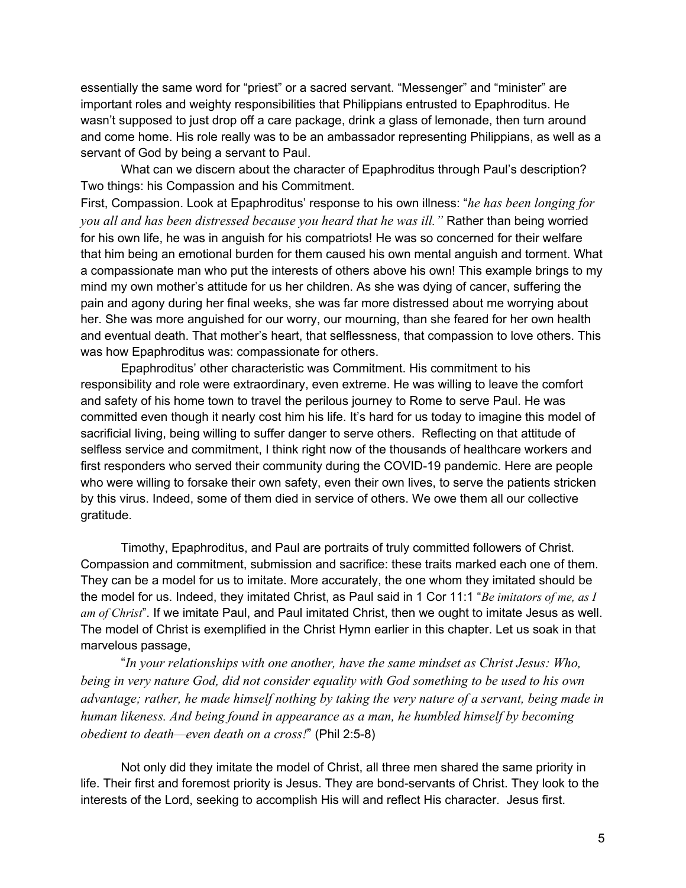essentially the same word for "priest" or a sacred servant. "Messenger" and "minister" are important roles and weighty responsibilities that Philippians entrusted to Epaphroditus. He wasn't supposed to just drop off a care package, drink a glass of lemonade, then turn around and come home. His role really was to be an ambassador representing Philippians, as well as a servant of God by being a servant to Paul.

What can we discern about the character of Epaphroditus through Paul's description? Two things: his Compassion and his Commitment.

First, Compassion. Look at Epaphroditus' response to his own illness: "*he has been longing for you all and has been distressed because you heard that he was ill.*" Rather than being worried for his own life, he was in anguish for his compatriots! He was so concerned for their welfare that him being an emotional burden for them caused his own mental anguish and torment. What a compassionate man who put the interests of others above his own! This example brings to my mind my own mother's attitude for us her children. As she was dying of cancer, suffering the pain and agony during her final weeks, she was far more distressed about me worrying about her. She was more anguished for our worry, our mourning, than she feared for her own health and eventual death. That mother's heart, that selflessness, that compassion to love others. This was how Epaphroditus was: compassionate for others.

Epaphroditus' other characteristic was Commitment. His commitment to his responsibility and role were extraordinary, even extreme. He was willing to leave the comfort and safety of his home town to travel the perilous journey to Rome to serve Paul. He was committed even though it nearly cost him his life. It's hard for us today to imagine this model of sacrificial living, being willing to suffer danger to serve others. Reflecting on that attitude of selfless service and commitment, I think right now of the thousands of healthcare workers and first responders who served their community during the COVID-19 pandemic. Here are people who were willing to forsake their own safety, even their own lives, to serve the patients stricken by this virus. Indeed, some of them died in service of others. We owe them all our collective gratitude.

Timothy, Epaphroditus, and Paul are portraits of truly committed followers of Christ. Compassion and commitment, submission and sacrifice: these traits marked each one of them. They can be a model for us to imitate. More accurately, the one whom they imitated should be the model for us. Indeed, they imitated Christ, as Paul said in 1 Cor 11:1 "*Be imitators of me, as I am of Christ*". If we imitate Paul, and Paul imitated Christ, then we ought to imitate Jesus as well. The model of Christ is exemplified in the Christ Hymn earlier in this chapter. Let us soak in that marvelous passage,

"*In your relationships with one another, have the same mindset as Christ Jesus: Who, being in very nature God, did not consider equality with God something to be used to his own advantage; rather, he made himself nothing by taking the very nature of a servant, being made in human likeness. And being found in appearance as a man, he humbled himself by becoming obedient to death—even death on a cross!*" (Phil 2:5-8)

Not only did they imitate the model of Christ, all three men shared the same priority in life. Their first and foremost priority is Jesus. They are bond-servants of Christ. They look to the interests of the Lord, seeking to accomplish His will and reflect His character. Jesus first.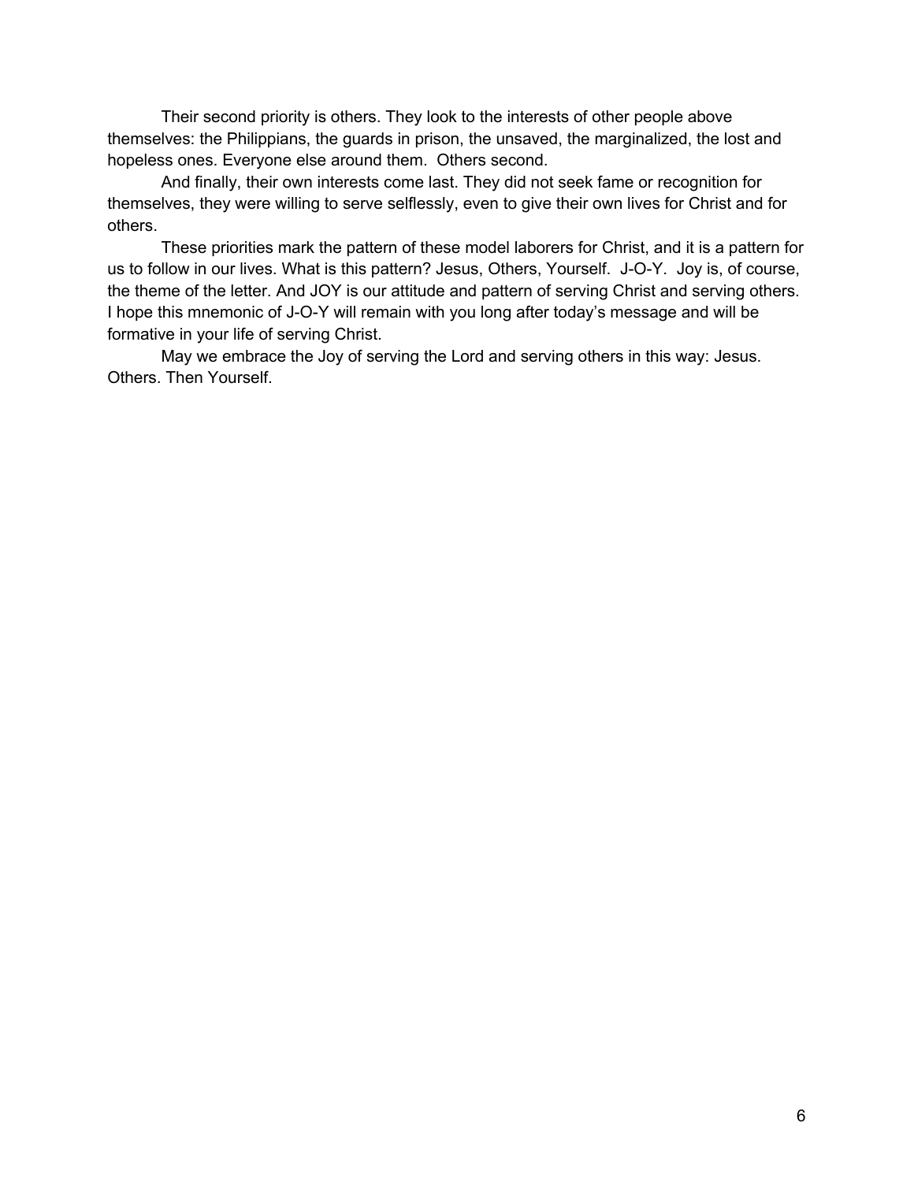Their second priority is others. They look to the interests of other people above themselves: the Philippians, the guards in prison, the unsaved, the marginalized, the lost and hopeless ones. Everyone else around them. Others second.

And finally, their own interests come last. They did not seek fame or recognition for themselves, they were willing to serve selflessly, even to give their own lives for Christ and for others.

These priorities mark the pattern of these model laborers for Christ, and it is a pattern for us to follow in our lives. What is this pattern? Jesus, Others, Yourself. J-O-Y. Joy is, of course, the theme of the letter. And JOY is our attitude and pattern of serving Christ and serving others. I hope this mnemonic of J-O-Y will remain with you long after today's message and will be formative in your life of serving Christ.

May we embrace the Joy of serving the Lord and serving others in this way: Jesus. Others. Then Yourself.